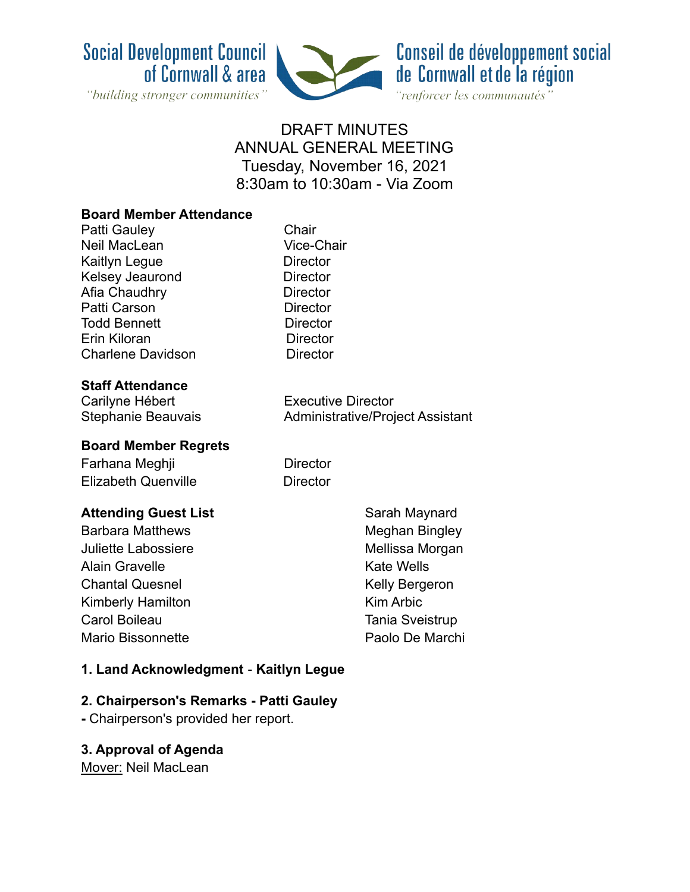Social Development Council of Cornwall & area
*"building stronger communities"*

Conseil de développement social de Cornwall et de la région
*"renforcer les communautés"*

# DRAFT MINUTES
## ANNUAL GENERAL MEETING
### Tuesday, November 16, 2021
### 8:30am to 10:30am - Via Zoom

**Board Member Attendance**

| | |
|---|---|
| Patti Gauley | Chair |
| Neil MacLean | Vice-Chair |
| Kaitlyn Legue | Director |
| Kelsey Jeaurond | Director |
| Afia Chaudhry | Director |
| Patti Carson | Director |
| Todd Bennett | Director |
| Erin Kiloran | Director |
| Charlene Davidson | Director |

**Staff Attendance**

| | |
|---|---|
| Carilyne Hébert | Executive Director |
| Stephanie Beauvais | Administrative/Project Assistant |

**Board Member Regrets**

| | |
|---|---|
| Farhana Meghji | Director |
| Elizabeth Quenville | Director |

**Attending Guest List**

Barbara Matthews
Juliette Labossiere
Alain Gravelle
Chantal Quesnel
Kimberly Hamilton
Carol Boileau
Mario Bissonnette
Sarah Maynard
Meghan Bingley
Mellissa Morgan
Kate Wells
Kelly Bergeron
Kim Arbic
Tania Sveistrup
Paolo De Marchi

**1. Land Acknowledgment** - **Kaitlyn Legue**

**2. Chairperson's Remarks - Patti Gauley**

**-** Chairperson's provided her report.

**3. Approval of Agenda**

Mover: Neil MacLean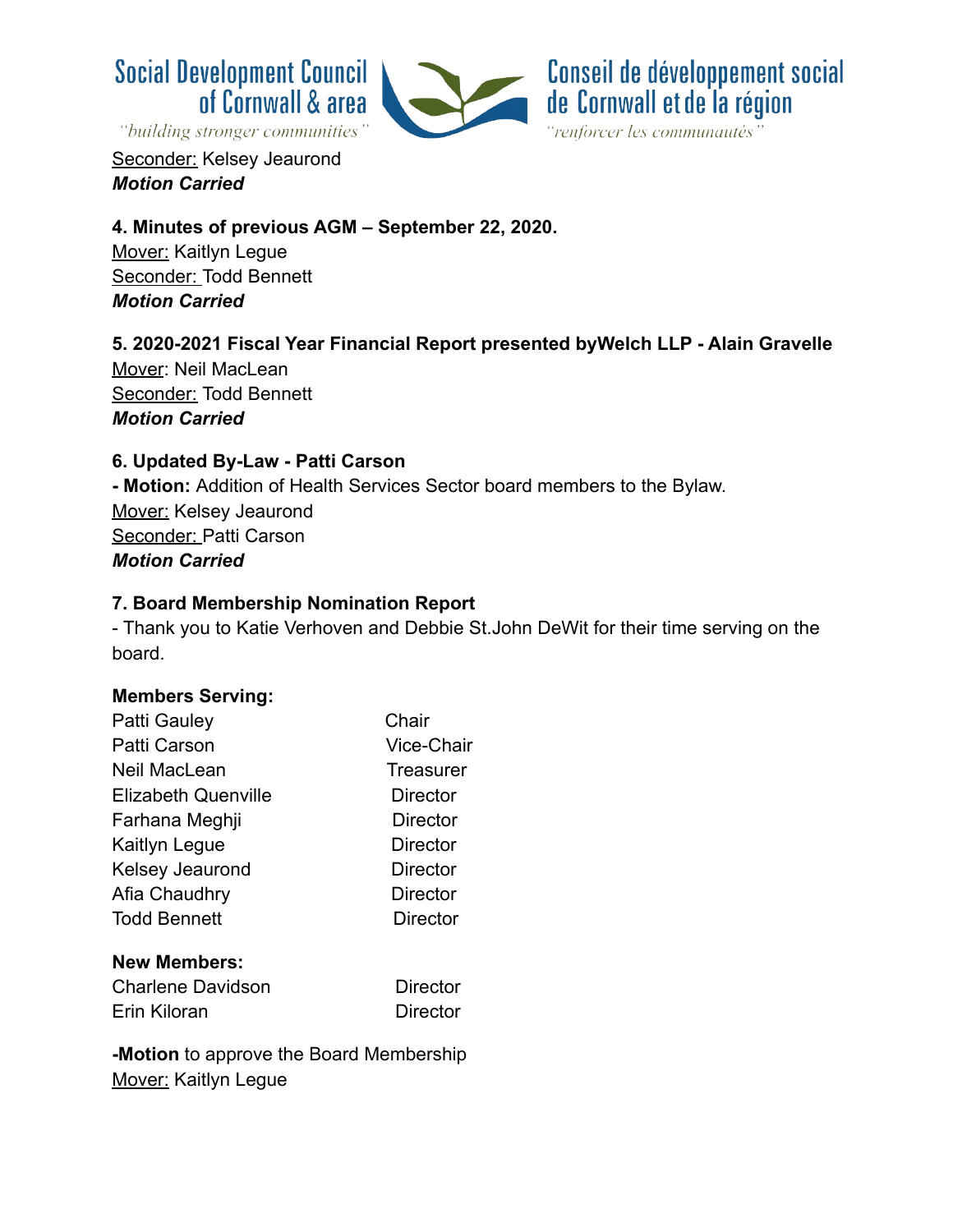Seconder: Kelsey Jeaurond
***Motion Carried***

**4. Minutes of previous AGM – September 22, 2020.**
Mover: Kaitlyn Legue
Seconder: Todd Bennett
***Motion Carried***

**5. 2020-2021 Fiscal Year Financial Report presented byWelch LLP - Alain Gravelle**
Mover: Neil MacLean
Seconder: Todd Bennett
***Motion Carried***

**6. Updated By-Law - Patti Carson**
**- Motion:** Addition of Health Services Sector board members to the Bylaw.
Mover: Kelsey Jeaurond
Seconder: Patti Carson
***Motion Carried***

**7. Board Membership Nomination Report**
- Thank you to Katie Verhoven and Debbie St.John DeWit for their time serving on the board.

**Members Serving:**

| | |
|---|---|
| Patti Gauley | Chair |
| Patti Carson | Vice-Chair |
| Neil MacLean | Treasurer |
| Elizabeth Quenville | Director |
| Farhana Meghji | Director |
| Kaitlyn Legue | Director |
| Kelsey Jeaurond | Director |
| Afia Chaudhry | Director |
| Todd Bennett | Director |

**New Members:**

| | |
|---|---|
| Charlene Davidson | Director |
| Erin Kiloran | Director |

**-Motion** to approve the Board Membership
Mover: Kaitlyn Legue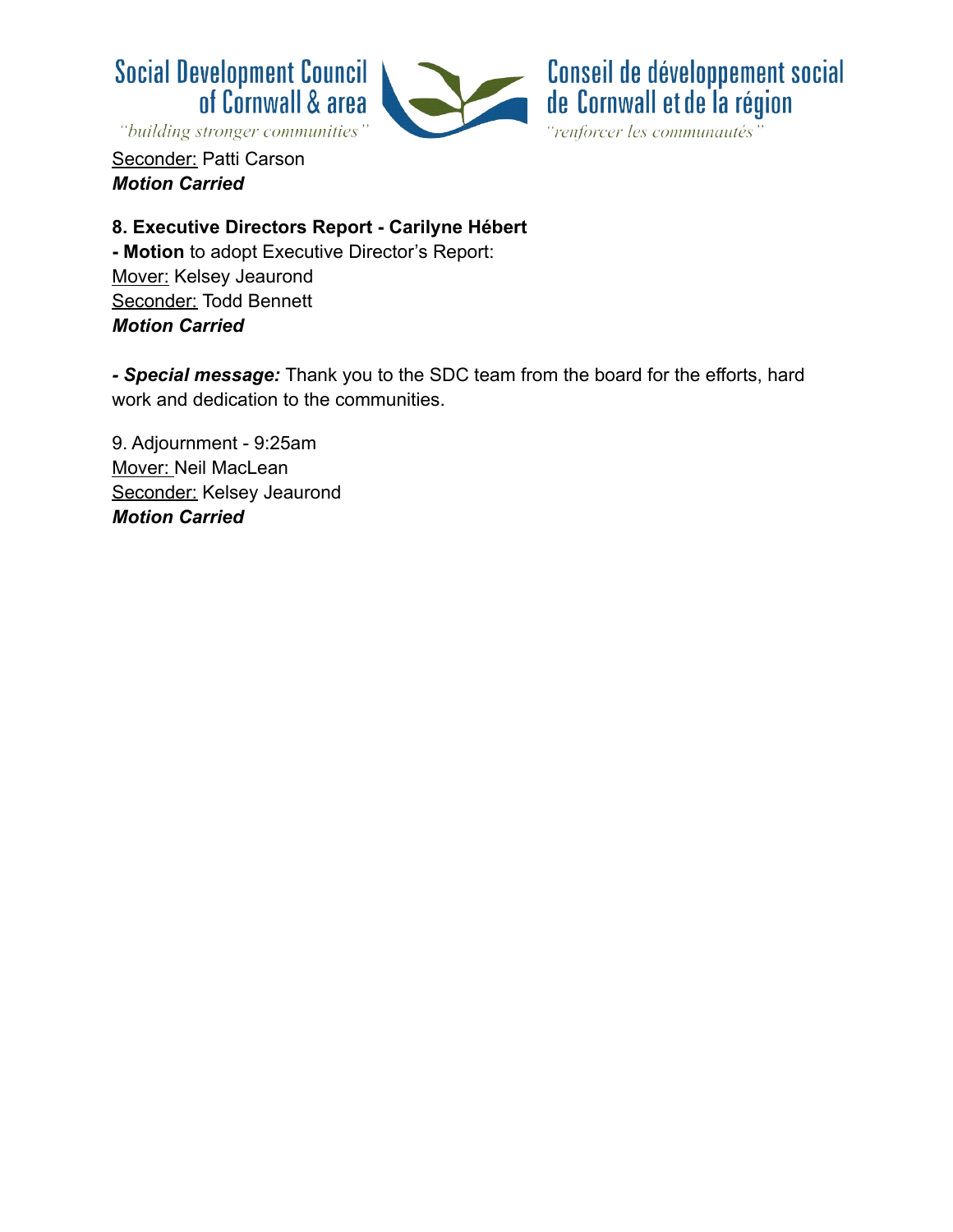Seconder: Patti Carson
***Motion Carried***

**8. Executive Directors Report - Carilyne Hébert**
**- Motion** to adopt Executive Director's Report:
Mover: Kelsey Jeaurond
Seconder: Todd Bennett
***Motion Carried***

***- Special message:*** Thank you to the SDC team from the board for the efforts, hard work and dedication to the communities.

9. Adjournment - 9:25am
Mover: Neil MacLean
Seconder: Kelsey Jeaurond
***Motion Carried***